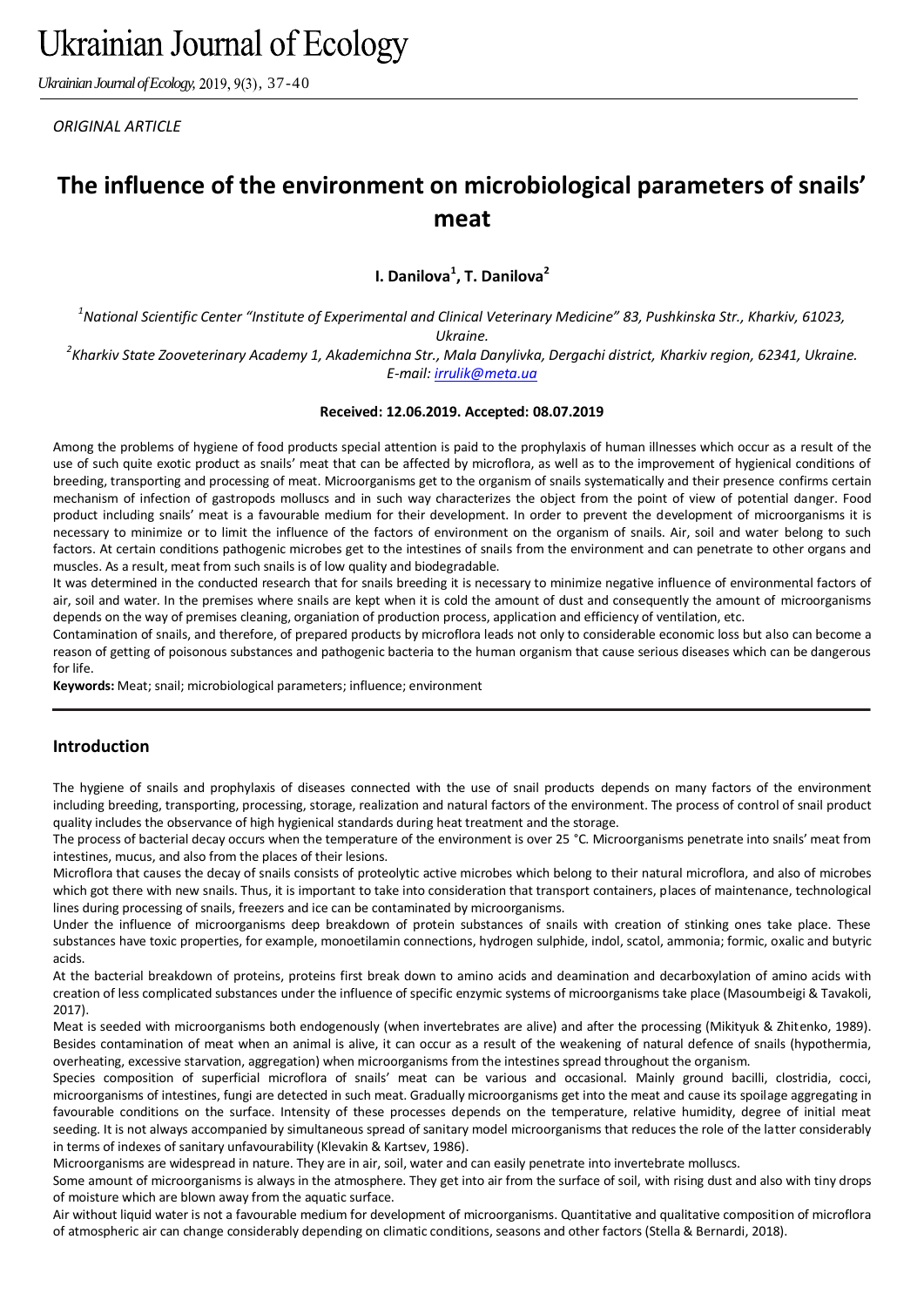# Ukrainian Journal of Ecology

*ORIGINAL ARTICLE*

# The influence of the environment on microbiological parameters of snails' meat

**I. Danilova[1], T. Danilova[2]**

*[1]National Scientific Center "Institute of Experimental and Clinical Veterinary Medicine" 83, Pushkinska Str., Kharkiv, 61023, Ukraine.*
*[2]Kharkiv State Zooveterinary Academy 1, Akademichna Str., Mala Danylivka, Dergachi district, Kharkiv region, 62341, Ukraine.*
*E-mail: irrulik@meta.ua*

**Received: 12.06.2019. Accepted: 08.07.2019**

Among the problems of hygiene of food products special attention is paid to the prophylaxis of human illnesses which occur as a result of the use of such quite exotic product as snails' meat that can be affected by microflora, as well as to the improvement of hygienical conditions of breeding, transporting and processing of meat. Microorganisms get to the organism of snails systematically and their presence confirms certain mechanism of infection of gastropods molluscs and in such way characterizes the object from the point of view of potential danger. Food product including snails' meat is a favourable medium for their development. In order to prevent the development of microorganisms it is necessary to minimize or to limit the influence of the factors of environment on the organism of snails. Air, soil and water belong to such factors. At certain conditions pathogenic microbes get to the intestines of snails from the environment and can penetrate to other organs and muscles. As a result, meat from such snails is of low quality and biodegradable.

It was determined in the conducted research that for snails breeding it is necessary to minimize negative influence of environmental factors of air, soil and water. In the premises where snails are kept when it is cold the amount of dust and consequently the amount of microorganisms depends on the way of premises cleaning, organiation of production process, application and efficiency of ventilation, etc.

Contamination of snails, and therefore, of prepared products by microflora leads not only to considerable economic loss but also can become a reason of getting of poisonous substances and pathogenic bacteria to the human organism that cause serious diseases which can be dangerous for life.

**Keywords:** Meat; snail; microbiological parameters; influence; environment

## Introduction

The hygiene of snails and prophylaxis of diseases connected with the use of snail products depends on many factors of the environment including breeding, transporting, processing, storage, realization and natural factors of the environment. The process of control of snail product quality includes the observance of high hygienical standards during heat treatment and the storage.

The process of bacterial decay occurs when the temperature of the environment is over 25 °C. Microorganisms penetrate into snails' meat from intestines, mucus, and also from the places of their lesions.

Microflora that causes the decay of snails consists of proteolytic active microbes which belong to their natural microflora, and also of microbes which got there with new snails. Thus, it is important to take into consideration that transport containers, places of maintenance, technological lines during processing of snails, freezers and ice can be contaminated by microorganisms.

Under the influence of microorganisms deep breakdown of protein substances of snails with creation of stinking ones take place. These substances have toxic properties, for example, monoetilamin connections, hydrogen sulphide, indol, scatol, ammonia; formic, oxalic and butyric acids.

At the bacterial breakdown of proteins, proteins first break down to amino acids and deamination and decarboxylation of amino acids with creation of less complicated substances under the influence of specific enzymic systems of microorganisms take place (Masoumbeigi & Tavakoli, 2017).

Meat is seeded with microorganisms both endogenously (when invertebrates are alive) and after the processing (Mikityuk & Zhitenko, 1989). Besides contamination of meat when an animal is alive, it can occur as a result of the weakening of natural defence of snails (hypothermia, overheating, excessive starvation, aggregation) when microorganisms from the intestines spread throughout the organism.

Species composition of superficial microflora of snails' meat can be various and occasional. Mainly ground bacilli, clostridia, cocci, microorganisms of intestines, fungi are detected in such meat. Gradually microorganisms get into the meat and cause its spoilage aggregating in favourable conditions on the surface. Intensity of these processes depends on the temperature, relative humidity, degree of initial meat seeding. It is not always accompanied by simultaneous spread of sanitary model microorganisms that reduces the role of the latter considerably in terms of indexes of sanitary unfavourability (Klevakin & Kartsev, 1986).

Microorganisms are widespread in nature. They are in air, soil, water and can easily penetrate into invertebrate molluscs.

Some amount of microorganisms is always in the atmosphere. They get into air from the surface of soil, with rising dust and also with tiny drops of moisture which are blown away from the aquatic surface.

Air without liquid water is not a favourable medium for development of microorganisms. Quantitative and qualitative composition of microflora of atmospheric air can change considerably depending on climatic conditions, seasons and other factors (Stella & Bernardi, 2018).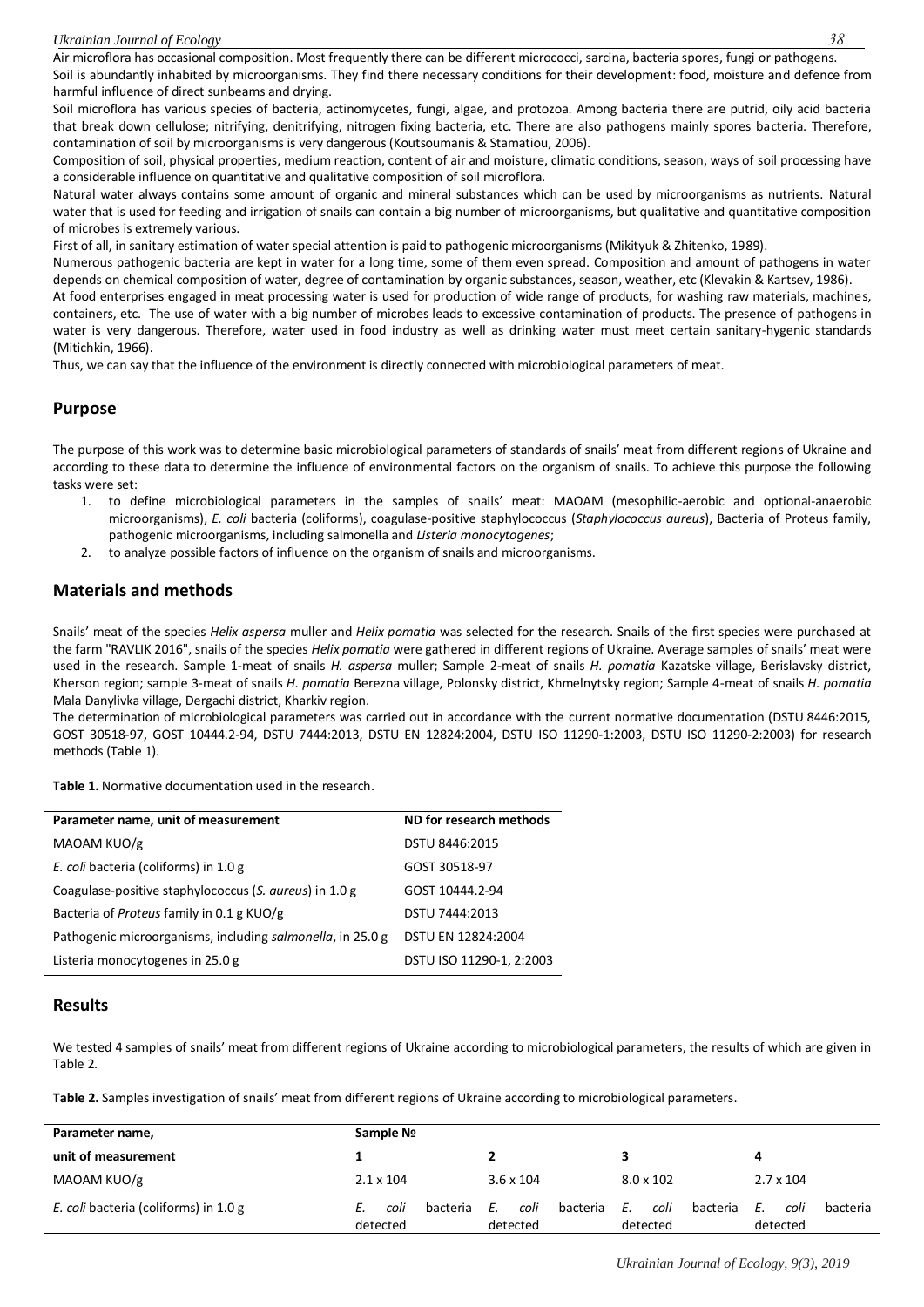Air microflora has occasional composition. Most frequently there can be different micrococci, sarcina, bacteria spores, fungi or pathogens.

Soil is abundantly inhabited by microorganisms. They find there necessary conditions for their development: food, moisture and defence from harmful influence of direct sunbeams and drying.

Soil microflora has various species of bacteria, actinomycetes, fungi, algae, and protozoa. Among bacteria there are putrid, oily acid bacteria that break down cellulose; nitrifying, denitrifying, nitrogen fixing bacteria, etc. There are also pathogens mainly spores bacteria. Therefore, contamination of soil by microorganisms is very dangerous (Koutsoumanis & Stamatiou, 2006).

Composition of soil, physical properties, medium reaction, content of air and moisture, climatic conditions, season, ways of soil processing have a considerable influence on quantitative and qualitative composition of soil microflora.

Natural water always contains some amount of organic and mineral substances which can be used by microorganisms as nutrients. Natural water that is used for feeding and irrigation of snails can contain a big number of microorganisms, but qualitative and quantitative composition of microbes is extremely various.

First of all, in sanitary estimation of water special attention is paid to pathogenic microorganisms (Mikityuk & Zhitenko, 1989).

Numerous pathogenic bacteria are kept in water for a long time, some of them even spread. Composition and amount of pathogens in water depends on chemical composition of water, degree of contamination by organic substances, season, weather, etc (Klevakin & Kartsev, 1986).

At food enterprises engaged in meat processing water is used for production of wide range of products, for washing raw materials, machines, containers, etc. The use of water with a big number of microbes leads to excessive contamination of products. The presence of pathogens in water is very dangerous. Therefore, water used in food industry as well as drinking water must meet certain sanitary-hygenic standards (Mitichkin, 1966).

Thus, we can say that the influence of the environment is directly connected with microbiological parameters of meat.

## Purpose

The purpose of this work was to determine basic microbiological parameters of standards of snails' meat from different regions of Ukraine and according to these data to determine the influence of environmental factors on the organism of snails. To achieve this purpose the following tasks were set:

1. to define microbiological parameters in the samples of snails' meat: MAOAM (mesophilic-aerobic and optional-anaerobic microorganisms), *E. coli* bacteria (coliforms), coagulase-positive staphylococcus (*Staphylococcus aureus*), Bacteria of Proteus family, pathogenic microorganisms, including salmonella and *Listeria monocytogenes*;
2. to analyze possible factors of influence on the organism of snails and microorganisms.

## Materials and methods

Snails' meat of the species *Helix aspersa* muller and *Helix pomatia* was selected for the research. Snails of the first species were purchased at the farm "RAVLIK 2016", snails of the species *Helix pomatia* were gathered in different regions of Ukraine. Average samples of snails' meat were used in the research. Sample 1-meat of snails *H. aspersa* muller; Sample 2-meat of snails *H. pomatia* Kazatske village, Berislavsky district, Kherson region; sample 3-meat of snails *H. pomatia* Berezna village, Polonsky district, Khmelnytsky region; Sample 4-meat of snails *H. pomatia* Mala Danylivka village, Dergachi district, Kharkiv region.

The determination of microbiological parameters was carried out in accordance with the current normative documentation (DSTU 8446:2015, GOST 30518-97, GOST 10444.2-94, DSTU 7444:2013, DSTU EN 12824:2004, DSTU ISO 11290-1:2003, DSTU ISO 11290-2:2003) for research methods (Table 1).

**Table 1.** Normative documentation used in the research.

| Parameter name, unit of measurement | ND for research methods |
|---|---|
| MAOAM KUO/g | DSTU 8446:2015 |
| *E. coli* bacteria (coliforms) in 1.0 g | GOST 30518-97 |
| Coagulase-positive staphylococcus (*S. aureus*) in 1.0 g | GOST 10444.2-94 |
| Bacteria of *Proteus* family in 0.1 g KUO/g | DSTU 7444:2013 |
| Pathogenic microorganisms, including *salmonella*, in 25.0 g | DSTU EN 12824:2004 |
| Listeria monocytogenes in 25.0 g | DSTU ISO 11290-1, 2:2003 |

## Results

We tested 4 samples of snails' meat from different regions of Ukraine according to microbiological parameters, the results of which are given in Table 2.

**Table 2.** Samples investigation of snails' meat from different regions of Ukraine according to microbiological parameters.

| Parameter name, | Sample № | | | |
|---|---|---|---|---|
| unit of measurement | 1 | 2 | 3 | 4 |
| MAOAM KUO/g | 2.1 x 104 | 3.6 x 104 | 8.0 x 102 | 2.7 x 104 |
| *E. coli* bacteria (coliforms) in 1.0 g | *E. coli* bacteria detected | *E. coli* bacteria detected | *E. coli* bacteria detected | *E. coli* bacteria detected |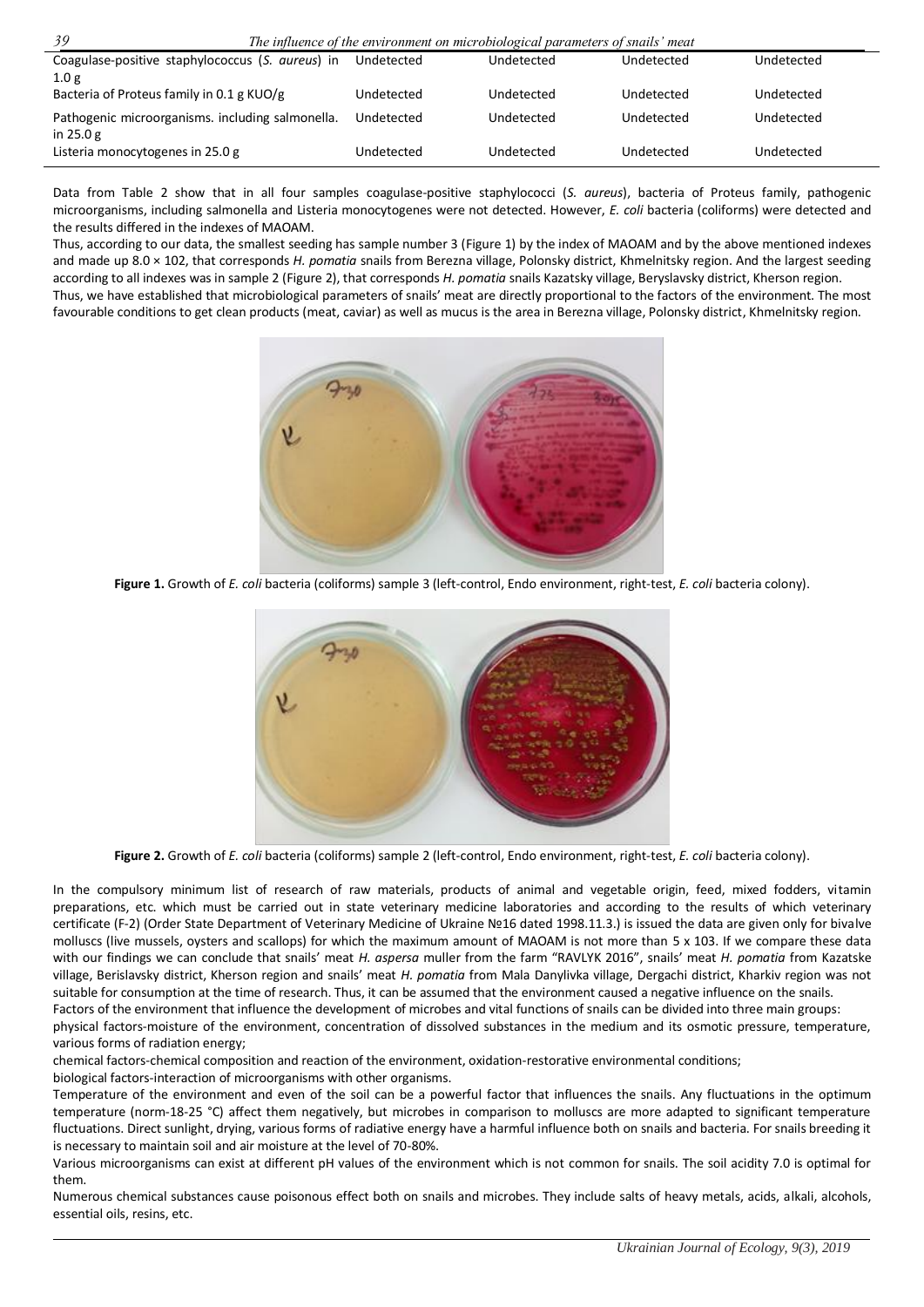| | | | | |
|---|---|---|---|---|
| Coagulase-positive staphylococcus (*S. aureus*) in 1.0 g | Undetected | Undetected | Undetected | Undetected |
| Bacteria of Proteus family in 0.1 g KUO/g | Undetected | Undetected | Undetected | Undetected |
| Pathogenic microorganisms. including salmonella. in 25.0 g | Undetected | Undetected | Undetected | Undetected |
| Listeria monocytogenes in 25.0 g | Undetected | Undetected | Undetected | Undetected |

Data from Table 2 show that in all four samples coagulase-positive staphylococci (*S. aureus*), bacteria of Proteus family, pathogenic microorganisms, including salmonella and Listeria monocytogenes were not detected. However, *E. coli* bacteria (coliforms) were detected and the results differed in the indexes of MAOAM.

Thus, according to our data, the smallest seeding has sample number 3 (Figure 1) by the index of MAOAM and by the above mentioned indexes and made up 8.0 × 102, that corresponds *H. pomatia* snails from Berezna village, Polonsky district, Khmelnitsky region. And the largest seeding according to all indexes was in sample 2 (Figure 2), that corresponds *H. pomatia* snails Kazatsky village, Beryslavsky district, Kherson region.

Thus, we have established that microbiological parameters of snails' meat are directly proportional to the factors of the environment. The most favourable conditions to get clean products (meat, caviar) as well as mucus is the area in Berezna village, Polonsky district, Khmelnitsky region.

**Figure 1.** Growth of *E. coli* bacteria (coliforms) sample 3 (left-control, Endo environment, right-test, *E. coli* bacteria colony).

**Figure 2.** Growth of *E. coli* bacteria (coliforms) sample 2 (left-control, Endo environment, right-test, *E. coli* bacteria colony).

In the compulsory minimum list of research of raw materials, products of animal and vegetable origin, feed, mixed fodders, vitamin preparations, etc. which must be carried out in state veterinary medicine laboratories and according to the results of which veterinary certificate (F-2) (Order State Department of Veterinary Medicine of Ukraine №16 dated 1998.11.3.) is issued the data are given only for bivalve molluscs (live mussels, oysters and scallops) for which the maximum amount of MAOAM is not more than 5 x 103. If we compare these data with our findings we can conclude that snails' meat *H. aspersa* muller from the farm "RAVLYK 2016", snails' meat *H. pomatia* from Kazatske village, Berislavsky district, Kherson region and snails' meat *H. pomatia* from Mala Danylivka village, Dergachi district, Kharkiv region was not suitable for consumption at the time of research. Thus, it can be assumed that the environment caused a negative influence on the snails.

Factors of the environment that influence the development of microbes and vital functions of snails can be divided into three main groups:

physical factors-moisture of the environment, concentration of dissolved substances in the medium and its osmotic pressure, temperature, various forms of radiation energy;

chemical factors-chemical composition and reaction of the environment, oxidation-restorative environmental conditions;

biological factors-interaction of microorganisms with other organisms.

Temperature of the environment and even of the soil can be a powerful factor that influences the snails. Any fluctuations in the optimum temperature (norm-18-25 °C) affect them negatively, but microbes in comparison to molluscs are more adapted to significant temperature fluctuations. Direct sunlight, drying, various forms of radiative energy have a harmful influence both on snails and bacteria. For snails breeding it is necessary to maintain soil and air moisture at the level of 70-80%.

Various microorganisms can exist at different pH values of the environment which is not common for snails. The soil acidity 7.0 is optimal for them.

Numerous chemical substances cause poisonous effect both on snails and microbes. They include salts of heavy metals, acids, alkali, alcohols, essential oils, resins, etc.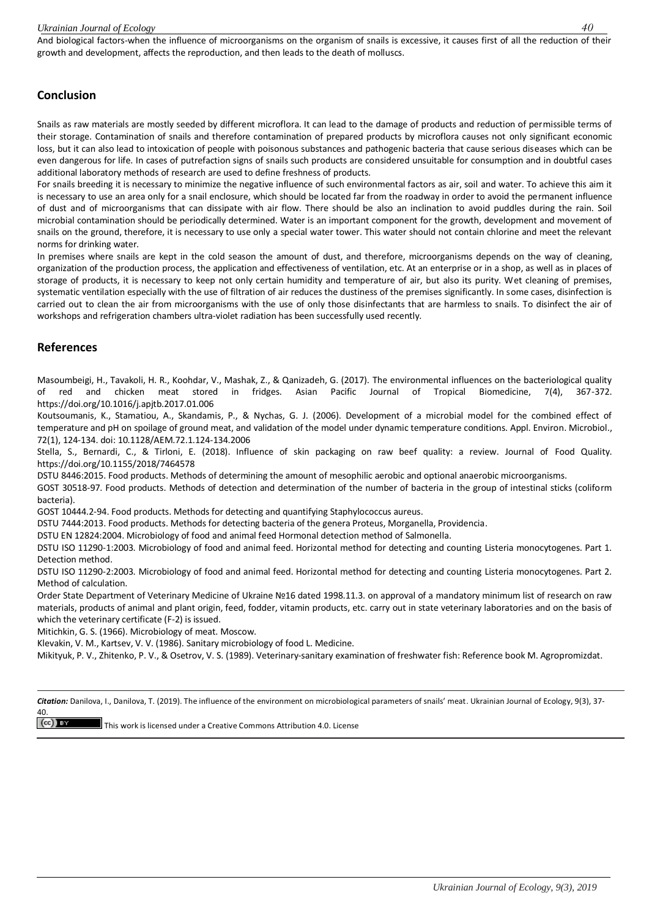And biological factors-when the influence of microorganisms on the organism of snails is excessive, it causes first of all the reduction of their growth and development, affects the reproduction, and then leads to the death of molluscs.

## Conclusion

Snails as raw materials are mostly seeded by different microflora. It can lead to the damage of products and reduction of permissible terms of their storage. Contamination of snails and therefore contamination of prepared products by microflora causes not only significant economic loss, but it can also lead to intoxication of people with poisonous substances and pathogenic bacteria that cause serious diseases which can be even dangerous for life. In cases of putrefaction signs of snails such products are considered unsuitable for consumption and in doubtful cases additional laboratory methods of research are used to define freshness of products.

For snails breeding it is necessary to minimize the negative influence of such environmental factors as air, soil and water. To achieve this aim it is necessary to use an area only for a snail enclosure, which should be located far from the roadway in order to avoid the permanent influence of dust and of microorganisms that can dissipate with air flow. There should be also an inclination to avoid puddles during the rain. Soil microbial contamination should be periodically determined. Water is an important component for the growth, development and movement of snails on the ground, therefore, it is necessary to use only a special water tower. This water should not contain chlorine and meet the relevant norms for drinking water.

In premises where snails are kept in the cold season the amount of dust, and therefore, microorganisms depends on the way of cleaning, organization of the production process, the application and effectiveness of ventilation, etc. At an enterprise or in a shop, as well as in places of storage of products, it is necessary to keep not only certain humidity and temperature of air, but also its purity. Wet cleaning of premises, systematic ventilation especially with the use of filtration of air reduces the dustiness of the premises significantly. In some cases, disinfection is carried out to clean the air from microorganisms with the use of only those disinfectants that are harmless to snails. To disinfect the air of workshops and refrigeration chambers ultra-violet radiation has been successfully used recently.

## References

Masoumbeigi, H., Tavakoli, H. R., Koohdar, V., Mashak, Z., & Qanizadeh, G. (2017). The environmental influences on the bacteriological quality of red and chicken meat stored in fridges. Asian Pacific Journal of Tropical Biomedicine, 7(4), 367-372. https://doi.org/10.1016/j.apjtb.2017.01.006

Koutsoumanis, K., Stamatiou, A., Skandamis, P., & Nychas, G. J. (2006). Development of a microbial model for the combined effect of temperature and pH on spoilage of ground meat, and validation of the model under dynamic temperature conditions. Appl. Environ. Microbiol., 72(1), 124-134. doi: 10.1128/AEM.72.1.124-134.2006

Stella, S., Bernardi, C., & Tirloni, E. (2018). Influence of skin packaging on raw beef quality: a review. Journal of Food Quality. https://doi.org/10.1155/2018/7464578

DSTU 8446:2015. Food products. Methods of determining the amount of mesophilic aerobic and optional anaerobic microorganisms.

GOST 30518-97. Food products. Methods of detection and determination of the number of bacteria in the group of intestinal sticks (coliform bacteria).

GOST 10444.2-94. Food products. Methods for detecting and quantifying Staphylococcus aureus.

DSTU 7444:2013. Food products. Methods for detecting bacteria of the genera Proteus, Morganella, Providencia.

DSTU EN 12824:2004. Microbiology of food and animal feed Hormonal detection method of Salmonella.

DSTU ISO 11290-1:2003. Microbiology of food and animal feed. Horizontal method for detecting and counting Listeria monocytogenes. Part 1. Detection method.

DSTU ISO 11290-2:2003. Microbiology of food and animal feed. Horizontal method for detecting and counting Listeria monocytogenes. Part 2. Method of calculation.

Order State Department of Veterinary Medicine of Ukraine №16 dated 1998.11.3. on approval of a mandatory minimum list of research on raw materials, products of animal and plant origin, feed, fodder, vitamin products, etc. carry out in state veterinary laboratories and on the basis of which the veterinary certificate (F-2) is issued.

Mitichkin, G. S. (1966). Microbiology of meat. Moscow.

Klevakin, V. M., Kartsev, V. V. (1986). Sanitary microbiology of food L. Medicine.

Mikityuk, P. V., Zhitenko, P. V., & Osetrov, V. S. (1989). Veterinary-sanitary examination of freshwater fish: Reference book M. Agropromizdat.

***Citation:*** Danilova, I., Danilova, T. (2019). The influence of the environment on microbiological parameters of snails' meat. Ukrainian Journal of Ecology, 9(3), 37-40.

This work is licensed under a Creative Commons Attribution 4.0. License